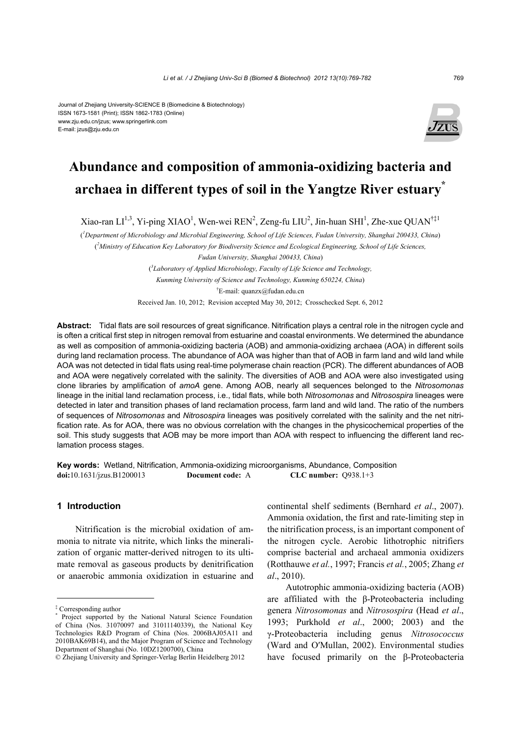Journal of Zhejiang University-SCIENCE B (Biomedicine & Biotechnology)
ISSN 1673-1581 (Print); ISSN 1862-1783 (Online)
www.zju.edu.cn/jzus; www.springerlink.com
E-mail: jzus@zju.edu.cn

# Abundance and composition of ammonia-oxidizing bacteria and archaea in different types of soil in the Yangtze River estuary*

Xiao-ran LI[1,3], Yi-ping XIAO[1], Wen-wei REN[2], Zeng-fu LIU[2], Jin-huan SHI[1], Zhe-xue QUAN[†‡1]

([1]Department of Microbiology and Microbial Engineering, School of Life Sciences, Fudan University, Shanghai 200433, China)

([2]Ministry of Education Key Laboratory for Biodiversity Science and Ecological Engineering, School of Life Sciences, Fudan University, Shanghai 200433, China)

([3]Laboratory of Applied Microbiology, Faculty of Life Science and Technology, Kunming University of Science and Technology, Kunming 650224, China)

[†]E-mail: quanzx@fudan.edu.cn

Received Jan. 10, 2012; Revision accepted May 30, 2012; Crosschecked Sept. 6, 2012

**Abstract:** Tidal flats are soil resources of great significance. Nitrification plays a central role in the nitrogen cycle and is often a critical first step in nitrogen removal from estuarine and coastal environments. We determined the abundance as well as composition of ammonia-oxidizing bacteria (AOB) and ammonia-oxidizing archaea (AOA) in different soils during land reclamation process. The abundance of AOA was higher than that of AOB in farm land and wild land while AOA was not detected in tidal flats using real-time polymerase chain reaction (PCR). The different abundances of AOB and AOA were negatively correlated with the salinity. The diversities of AOB and AOA were also investigated using clone libraries by amplification of *amoA* gene. Among AOB, nearly all sequences belonged to the *Nitrosomonas* lineage in the initial land reclamation process, i.e., tidal flats, while both *Nitrosomonas* and *Nitrosospira* lineages were detected in later and transition phases of land reclamation process, farm land and wild land. The ratio of the numbers of sequences of *Nitrosomonas* and *Nitrosospira* lineages was positively correlated with the salinity and the net nitrification rate. As for AOA, there was no obvious correlation with the changes in the physicochemical properties of the soil. This study suggests that AOB may be more import than AOA with respect to influencing the different land reclamation process stages.

**Key words:** Wetland, Nitrification, Ammonia-oxidizing microorganisms, Abundance, Composition
**doi:**10.1631/jzus.B1200013 **Document code:** A **CLC number:** Q938.1+3

## 1 Introduction

Nitrification is the microbial oxidation of ammonia to nitrate via nitrite, which links the mineralization of organic matter-derived nitrogen to its ultimate removal as gaseous products by denitrification or anaerobic ammonia oxidization in estuarine and continental shelf sediments (Bernhard *et al*., 2007). Ammonia oxidation, the first and rate-limiting step in the nitrification process, is an important component of the nitrogen cycle. Aerobic lithotrophic nitrifiers comprise bacterial and archaeal ammonia oxidizers (Rotthauwe *et al.*, 1997; Francis *et al.*, 2005; Zhang *et al*., 2010).

Autotrophic ammonia-oxidizing bacteria (AOB) are affiliated with the β-Proteobacteria including genera *Nitrosomonas* and *Nitrosospira* (Head *et al*., 1993; Purkhold *et al*., 2000; 2003) and the γ-Proteobacteria including genus *Nitrosococcus* (Ward and O′Mullan, 2002). Environmental studies have focused primarily on the β-Proteobacteria

---

‡ Corresponding author

\* Project supported by the National Natural Science Foundation of China (Nos. 31070097 and 31011140339), the National Key Technologies R&D Program of China (Nos. 2006BAJ05A11 and 2010BAK69B14), and the Major Program of Science and Technology Department of Shanghai (No. 10DZ1200700), China

© Zhejiang University and Springer-Verlag Berlin Heidelberg 2012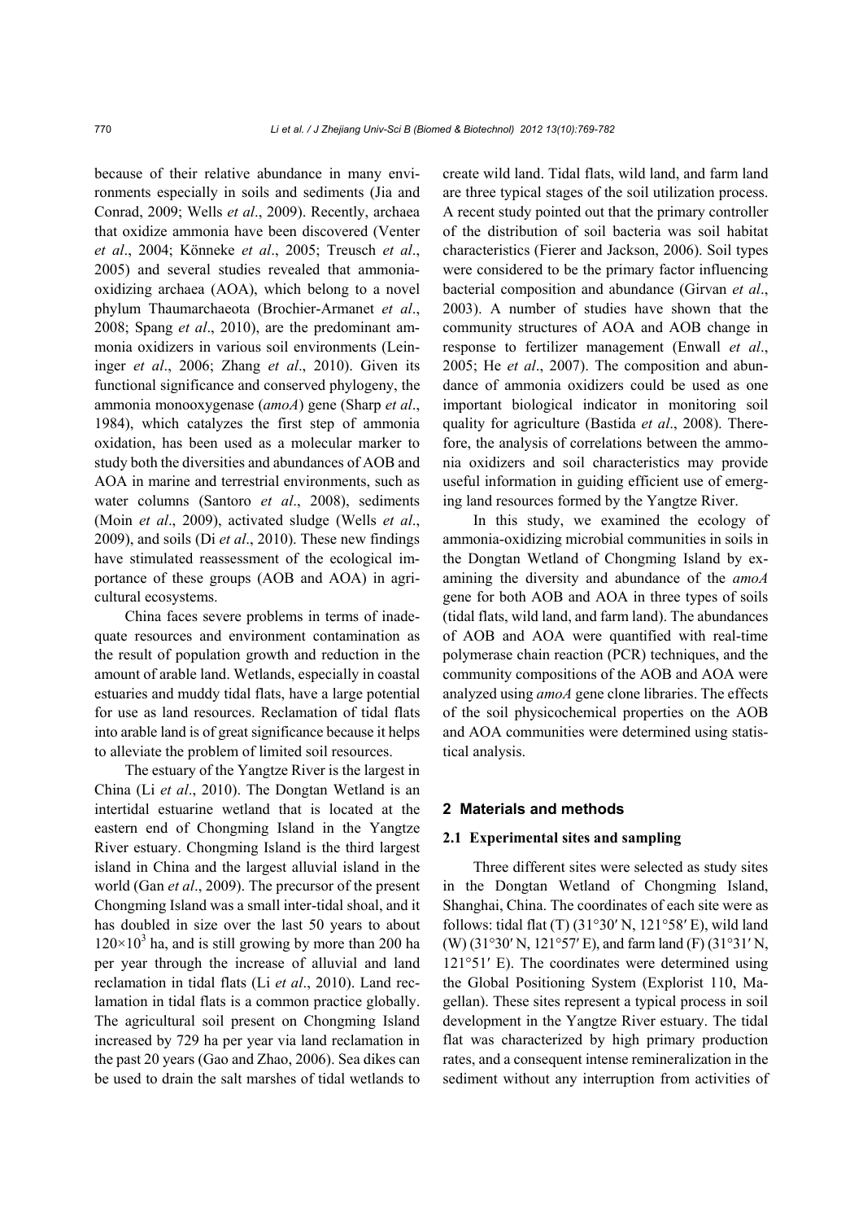because of their relative abundance in many environments especially in soils and sediments (Jia and Conrad, 2009; Wells *et al*., 2009). Recently, archaea that oxidize ammonia have been discovered (Venter *et al*., 2004; Könneke *et al*., 2005; Treusch *et al*., 2005) and several studies revealed that ammonia-oxidizing archaea (AOA), which belong to a novel phylum Thaumarchaeota (Brochier-Armanet *et al*., 2008; Spang *et al*., 2010), are the predominant ammonia oxidizers in various soil environments (Leininger *et al*., 2006; Zhang *et al*., 2010). Given its functional significance and conserved phylogeny, the ammonia monooxygenase (*amoA*) gene (Sharp *et al*., 1984), which catalyzes the first step of ammonia oxidation, has been used as a molecular marker to study both the diversities and abundances of AOB and AOA in marine and terrestrial environments, such as water columns (Santoro *et al*., 2008), sediments (Moin *et al*., 2009), activated sludge (Wells *et al*., 2009), and soils (Di *et al*., 2010). These new findings have stimulated reassessment of the ecological importance of these groups (AOB and AOA) in agricultural ecosystems.

China faces severe problems in terms of inadequate resources and environment contamination as the result of population growth and reduction in the amount of arable land. Wetlands, especially in coastal estuaries and muddy tidal flats, have a large potential for use as land resources. Reclamation of tidal flats into arable land is of great significance because it helps to alleviate the problem of limited soil resources.

The estuary of the Yangtze River is the largest in China (Li *et al*., 2010). The Dongtan Wetland is an intertidal estuarine wetland that is located at the eastern end of Chongming Island in the Yangtze River estuary. Chongming Island is the third largest island in China and the largest alluvial island in the world (Gan *et al*., 2009). The precursor of the present Chongming Island was a small inter-tidal shoal, and it has doubled in size over the last 50 years to about $120\times10^3$ ha, and is still growing by more than 200 ha per year through the increase of alluvial and land reclamation in tidal flats (Li *et al*., 2010). Land reclamation in tidal flats is a common practice globally. The agricultural soil present on Chongming Island increased by 729 ha per year via land reclamation in the past 20 years (Gao and Zhao, 2006). Sea dikes can be used to drain the salt marshes of tidal wetlands to create wild land. Tidal flats, wild land, and farm land are three typical stages of the soil utilization process. A recent study pointed out that the primary controller of the distribution of soil bacteria was soil habitat characteristics (Fierer and Jackson, 2006). Soil types were considered to be the primary factor influencing bacterial composition and abundance (Girvan *et al*., 2003). A number of studies have shown that the community structures of AOA and AOB change in response to fertilizer management (Enwall *et al*., 2005; He *et al*., 2007). The composition and abundance of ammonia oxidizers could be used as one important biological indicator in monitoring soil quality for agriculture (Bastida *et al*., 2008). Therefore, the analysis of correlations between the ammonia oxidizers and soil characteristics may provide useful information in guiding efficient use of emerging land resources formed by the Yangtze River.

In this study, we examined the ecology of ammonia-oxidizing microbial communities in soils in the Dongtan Wetland of Chongming Island by examining the diversity and abundance of the *amoA* gene for both AOB and AOA in three types of soils (tidal flats, wild land, and farm land). The abundances of AOB and AOA were quantified with real-time polymerase chain reaction (PCR) techniques, and the community compositions of the AOB and AOA were analyzed using *amoA* gene clone libraries. The effects of the soil physicochemical properties on the AOB and AOA communities were determined using statistical analysis.

## 2 Materials and methods

### 2.1 Experimental sites and sampling

Three different sites were selected as study sites in the Dongtan Wetland of Chongming Island, Shanghai, China. The coordinates of each site were as follows: tidal flat (T) (31°30′ N, 121°58′ E), wild land (W) (31°30′ N, 121°57′ E), and farm land (F) (31°31′ N, 121°51′ E). The coordinates were determined using the Global Positioning System (Explorist 110, Magellan). These sites represent a typical process in soil development in the Yangtze River estuary. The tidal flat was characterized by high primary production rates, and a consequent intense remineralization in the sediment without any interruption from activities of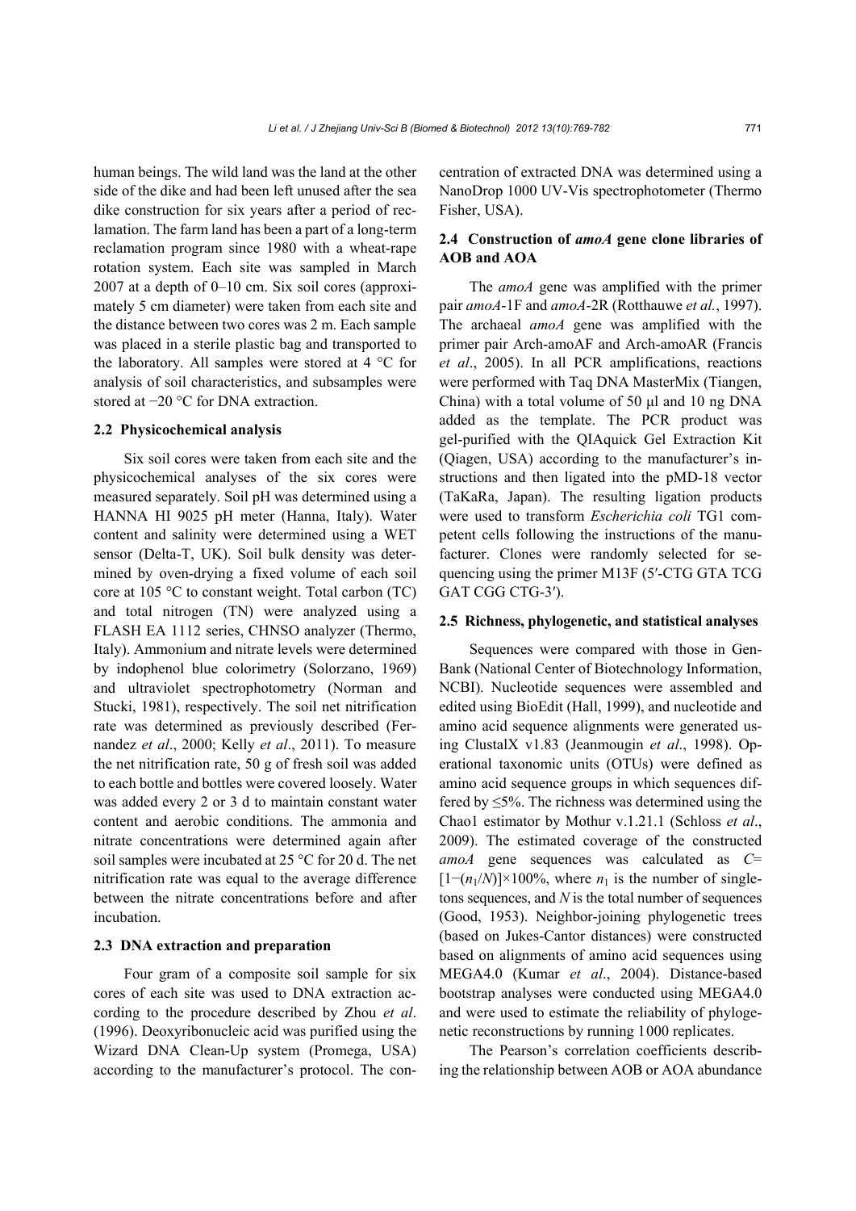human beings. The wild land was the land at the other side of the dike and had been left unused after the sea dike construction for six years after a period of reclamation. The farm land has been a part of a long-term reclamation program since 1980 with a wheat-rape rotation system. Each site was sampled in March 2007 at a depth of 0–10 cm. Six soil cores (approximately 5 cm diameter) were taken from each site and the distance between two cores was 2 m. Each sample was placed in a sterile plastic bag and transported to the laboratory. All samples were stored at 4 °C for analysis of soil characteristics, and subsamples were stored at −20 °C for DNA extraction.

### 2.2 Physicochemical analysis

Six soil cores were taken from each site and the physicochemical analyses of the six cores were measured separately. Soil pH was determined using a HANNA HI 9025 pH meter (Hanna, Italy). Water content and salinity were determined using a WET sensor (Delta-T, UK). Soil bulk density was determined by oven-drying a fixed volume of each soil core at 105 °C to constant weight. Total carbon (TC) and total nitrogen (TN) were analyzed using a FLASH EA 1112 series, CHNSO analyzer (Thermo, Italy). Ammonium and nitrate levels were determined by indophenol blue colorimetry (Solorzano, 1969) and ultraviolet spectrophotometry (Norman and Stucki, 1981), respectively. The soil net nitrification rate was determined as previously described (Fernandez *et al*., 2000; Kelly *et al*., 2011). To measure the net nitrification rate, 50 g of fresh soil was added to each bottle and bottles were covered loosely. Water was added every 2 or 3 d to maintain constant water content and aerobic conditions. The ammonia and nitrate concentrations were determined again after soil samples were incubated at 25 °C for 20 d. The net nitrification rate was equal to the average difference between the nitrate concentrations before and after incubation.

### 2.3 DNA extraction and preparation

Four gram of a composite soil sample for six cores of each site was used to DNA extraction according to the procedure described by Zhou *et al*. (1996). Deoxyribonucleic acid was purified using the Wizard DNA Clean-Up system (Promega, USA) according to the manufacturer's protocol. The concentration of extracted DNA was determined using a NanoDrop 1000 UV-Vis spectrophotometer (Thermo Fisher, USA).

### 2.4 Construction of *amoA* gene clone libraries of AOB and AOA

The *amoA* gene was amplified with the primer pair *amoA*-1F and *amoA*-2R (Rotthauwe *et al.*, 1997). The archaeal *amoA* gene was amplified with the primer pair Arch-amoAF and Arch-amoAR (Francis *et al*., 2005). In all PCR amplifications, reactions were performed with Taq DNA MasterMix (Tiangen, China) with a total volume of 50 μl and 10 ng DNA added as the template. The PCR product was gel-purified with the QIAquick Gel Extraction Kit (Qiagen, USA) according to the manufacturer's instructions and then ligated into the pMD-18 vector (TaKaRa, Japan). The resulting ligation products were used to transform *Escherichia coli* TG1 competent cells following the instructions of the manufacturer. Clones were randomly selected for sequencing using the primer M13F (5′-CTG GTA TCG GAT CGG CTG-3′).

### 2.5 Richness, phylogenetic, and statistical analyses

Sequences were compared with those in GenBank (National Center of Biotechnology Information, NCBI). Nucleotide sequences were assembled and edited using BioEdit (Hall, 1999), and nucleotide and amino acid sequence alignments were generated using ClustalX v1.83 (Jeanmougin *et al*., 1998). Operational taxonomic units (OTUs) were defined as amino acid sequence groups in which sequences differed by ≤5%. The richness was determined using the Chao1 estimator by Mothur v.1.21.1 (Schloss *et al*., 2009). The estimated coverage of the constructed *amoA* gene sequences was calculated as $C=[1-(n_1/N)]\times100\%$, where $n_1$ is the number of singletons sequences, and $N$ is the total number of sequences (Good, 1953). Neighbor-joining phylogenetic trees (based on Jukes-Cantor distances) were constructed based on alignments of amino acid sequences using MEGA4.0 (Kumar *et al*., 2004). Distance-based bootstrap analyses were conducted using MEGA4.0 and were used to estimate the reliability of phylogenetic reconstructions by running 1000 replicates.

The Pearson's correlation coefficients describing the relationship between AOB or AOA abundance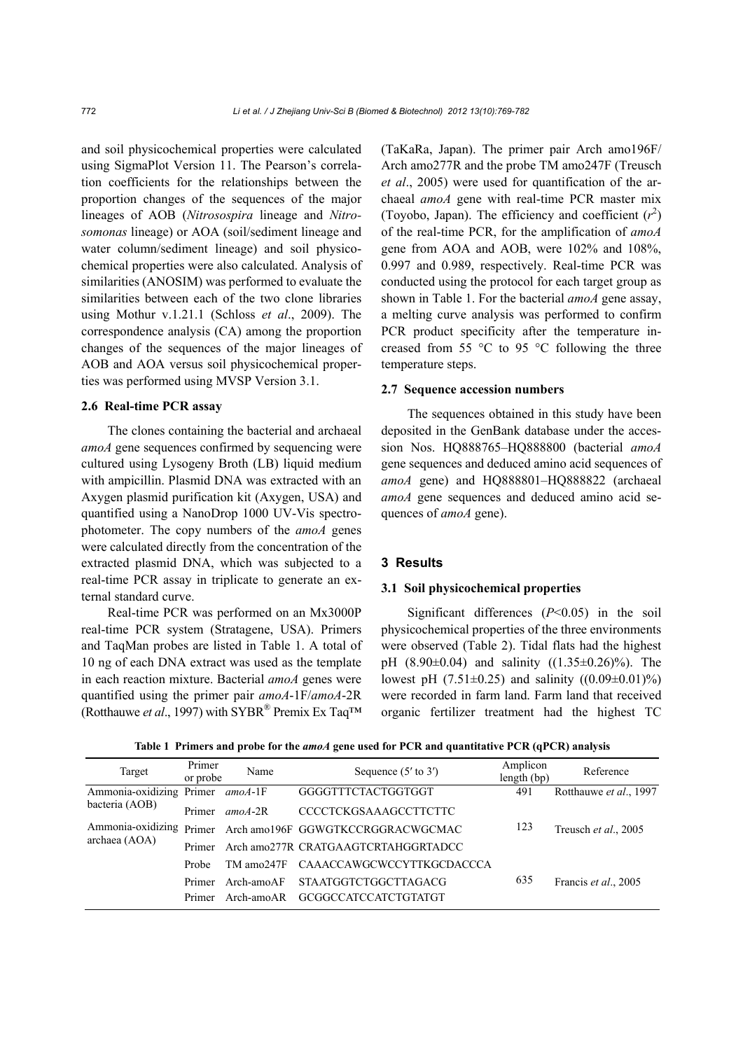and soil physicochemical properties were calculated using SigmaPlot Version 11. The Pearson's correlation coefficients for the relationships between the proportion changes of the sequences of the major lineages of AOB (*Nitrosospira* lineage and *Nitrosomonas* lineage) or AOA (soil/sediment lineage and water column/sediment lineage) and soil physicochemical properties were also calculated. Analysis of similarities (ANOSIM) was performed to evaluate the similarities between each of the two clone libraries using Mothur v.1.21.1 (Schloss *et al*., 2009). The correspondence analysis (CA) among the proportion changes of the sequences of the major lineages of AOB and AOA versus soil physicochemical properties was performed using MVSP Version 3.1.

### 2.6 Real-time PCR assay

The clones containing the bacterial and archaeal *amoA* gene sequences confirmed by sequencing were cultured using Lysogeny Broth (LB) liquid medium with ampicillin. Plasmid DNA was extracted with an Axygen plasmid purification kit (Axygen, USA) and quantified using a NanoDrop 1000 UV-Vis spectrophotometer. The copy numbers of the *amoA* genes were calculated directly from the concentration of the extracted plasmid DNA, which was subjected to a real-time PCR assay in triplicate to generate an external standard curve.

Real-time PCR was performed on an Mx3000P real-time PCR system (Stratagene, USA). Primers and TaqMan probes are listed in Table 1. A total of 10 ng of each DNA extract was used as the template in each reaction mixture. Bacterial *amoA* genes were quantified using the primer pair *amoA*-1F/*amoA*-2R (Rotthauwe *et al*., 1997) with SYBR® Premix Ex Taq™ (TaKaRa, Japan). The primer pair Arch amo196F/ Arch amo277R and the probe TM amo247F (Treusch *et al*., 2005) were used for quantification of the archaeal *amoA* gene with real-time PCR master mix (Toyobo, Japan). The efficiency and coefficient ($r^2$) of the real-time PCR, for the amplification of *amoA* gene from AOA and AOB, were 102% and 108%, 0.997 and 0.989, respectively. Real-time PCR was conducted using the protocol for each target group as shown in Table 1. For the bacterial *amoA* gene assay, a melting curve analysis was performed to confirm PCR product specificity after the temperature increased from 55 °C to 95 °C following the three temperature steps.

### 2.7 Sequence accession numbers

The sequences obtained in this study have been deposited in the GenBank database under the accession Nos. HQ888765–HQ888800 (bacterial *amoA* gene sequences and deduced amino acid sequences of *amoA* gene) and HQ888801–HQ888822 (archaeal *amoA* gene sequences and deduced amino acid sequences of *amoA* gene).

## 3 Results

### 3.1 Soil physicochemical properties

Significant differences ($P<0.05$) in the soil physicochemical properties of the three environments were observed (Table 2). Tidal flats had the highest pH (8.90±0.04) and salinity ((1.35±0.26)%). The lowest pH (7.51±0.25) and salinity ((0.09±0.01)%) were recorded in farm land. Farm land that received organic fertilizer treatment had the highest TC

**Table 1 Primers and probe for the *amoA* gene used for PCR and quantitative PCR (qPCR) analysis**

| Target | Primer or probe | Name | Sequence (5′ to 3′) | Amplicon length (bp) | Reference |
|---|---|---|---|---|---|
| Ammonia-oxidizing bacteria (AOB) | Primer | *amoA*-1F | GGGGTTTCTACTGGTGGT | 491 | Rotthauwe *et al*., 1997 |
| | Primer | *amoA*-2R | CCCCTCKGSAAAGCCTTCTTC | | |
| Ammonia-oxidizing archaea (AOA) | Primer | Arch amo196F | GGWGTKCCRGGRACWGCMAC | 123 | Treusch *et al*., 2005 |
| | Primer | Arch amo277R | CRATGAAGTCRTAHGGRTADCC | | |
| | Probe | TM amo247F | CAAACCAWGCWCCYTTKGCDACCCA | | |
| | Primer | Arch-amoAF | STAATGGTCTGGCTTAGACG | 635 | Francis *et al*., 2005 |
| | Primer | Arch-amoAR | GCGGCCATCCATCTGTATGT | | |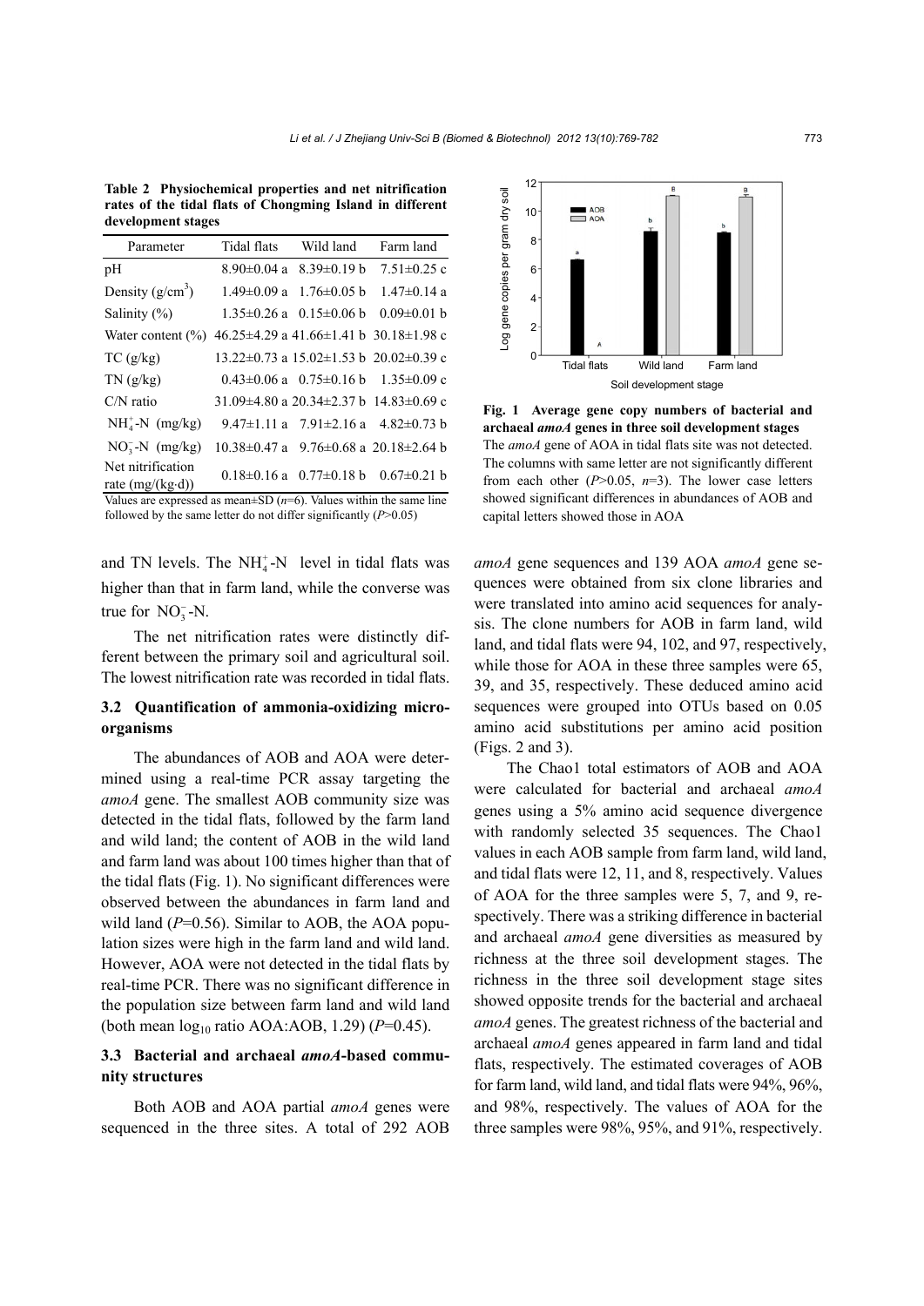**Table 2 Physiochemical properties and net nitrification rates of the tidal flats of Chongming Island in different development stages**

| Parameter | Tidal flats | Wild land | Farm land |
|---|---|---|---|
| pH | 8.90±0.04 a | 8.39±0.19 b | 7.51±0.25 c |
| Density (g/cm$^3$) | 1.49±0.09 a | 1.76±0.05 b | 1.47±0.14 a |
| Salinity (%) | 1.35±0.26 a | 0.15±0.06 b | 0.09±0.01 b |
| Water content (%) | 46.25±4.29 a | 41.66±1.41 b | 30.18±1.98 c |
| TC (g/kg) | 13.22±0.73 a | 15.02±1.53 b | 20.02±0.39 c |
| TN (g/kg) | 0.43±0.06 a | 0.75±0.16 b | 1.35±0.09 c |
| C/N ratio | 31.09±4.80 a | 20.34±2.37 b | 14.83±0.69 c |
| $NH_4^+$-N (mg/kg) | 9.47±1.11 a | 7.91±2.16 a | 4.82±0.73 b |
| $NO_3^-$-N (mg/kg) | 10.38±0.47 a | 9.76±0.68 a | 20.18±2.64 b |
| Net nitrification rate (mg/(kg·d)) | 0.18±0.16 a | 0.77±0.18 b | 0.67±0.21 b |

Values are expressed as mean±SD ($n$=6). Values within the same line followed by the same letter do not differ significantly ($P$>0.05)

and TN levels. The $NH_4^+$-N level in tidal flats was higher than that in farm land, while the converse was true for $NO_3^-$-N.

The net nitrification rates were distinctly different between the primary soil and agricultural soil. The lowest nitrification rate was recorded in tidal flats.

### 3.2 Quantification of ammonia-oxidizing microorganisms

The abundances of AOB and AOA were determined using a real-time PCR assay targeting the *amoA* gene. The smallest AOB community size was detected in the tidal flats, followed by the farm land and wild land; the content of AOB in the wild land and farm land was about 100 times higher than that of the tidal flats (Fig. 1). No significant differences were observed between the abundances in farm land and wild land ($P$=0.56). Similar to AOB, the AOA population sizes were high in the farm land and wild land. However, AOA were not detected in the tidal flats by real-time PCR. There was no significant difference in the population size between farm land and wild land (both mean $\log_{10}$ ratio AOA:AOB, 1.29) ($P$=0.45).

### 3.3 Bacterial and archaeal *amoA*-based community structures

Both AOB and AOA partial *amoA* genes were sequenced in the three sites. A total of 292 AOB *amoA* gene sequences and 139 AOA *amoA* gene sequences were obtained from six clone libraries and were translated into amino acid sequences for analysis. The clone numbers for AOB in farm land, wild land, and tidal flats were 94, 102, and 97, respectively, while those for AOA in these three samples were 65, 39, and 35, respectively. These deduced amino acid sequences were grouped into OTUs based on 0.05 amino acid substitutions per amino acid position (Figs. 2 and 3).

The Chao1 total estimators of AOB and AOA were calculated for bacterial and archaeal *amoA* genes using a 5% amino acid sequence divergence with randomly selected 35 sequences. The Chao1 values in each AOB sample from farm land, wild land, and tidal flats were 12, 11, and 8, respectively. Values of AOA for the three samples were 5, 7, and 9, respectively. There was a striking difference in bacterial and archaeal *amoA* gene diversities as measured by richness at the three soil development stages. The richness in the three soil development stage sites showed opposite trends for the bacterial and archaeal *amoA* genes. The greatest richness of the bacterial and archaeal *amoA* genes appeared in farm land and tidal flats, respectively. The estimated coverages of AOB for farm land, wild land, and tidal flats were 94%, 96%, and 98%, respectively. The values of AOA for the three samples were 98%, 95%, and 91%, respectively.

**Fig. 1 Average gene copy numbers of bacterial and archaeal *amoA* genes in three soil development stages**
The *amoA* gene of AOA in tidal flats site was not detected. The columns with same letter are not significantly different from each other ($P$>0.05, $n$=3). The lower case letters showed significant differences in abundances of AOB and capital letters showed those in AOA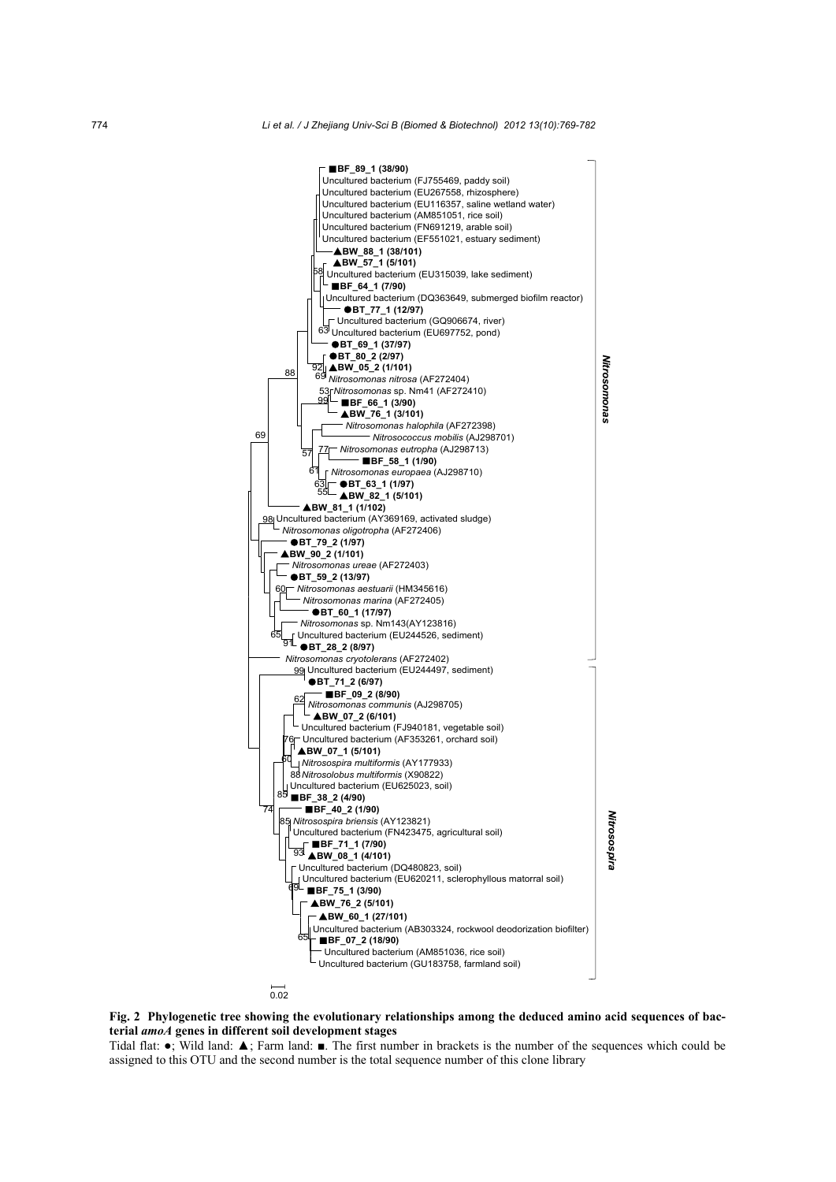**Fig. 2 Phylogenetic tree showing the evolutionary relationships among the deduced amino acid sequences of bacterial *amoA* genes in different soil development stages**

Tidal flat: ●; Wild land: ▲; Farm land: ■. The first number in brackets is the number of the sequences which could be assigned to this OTU and the second number is the total sequence number of this clone library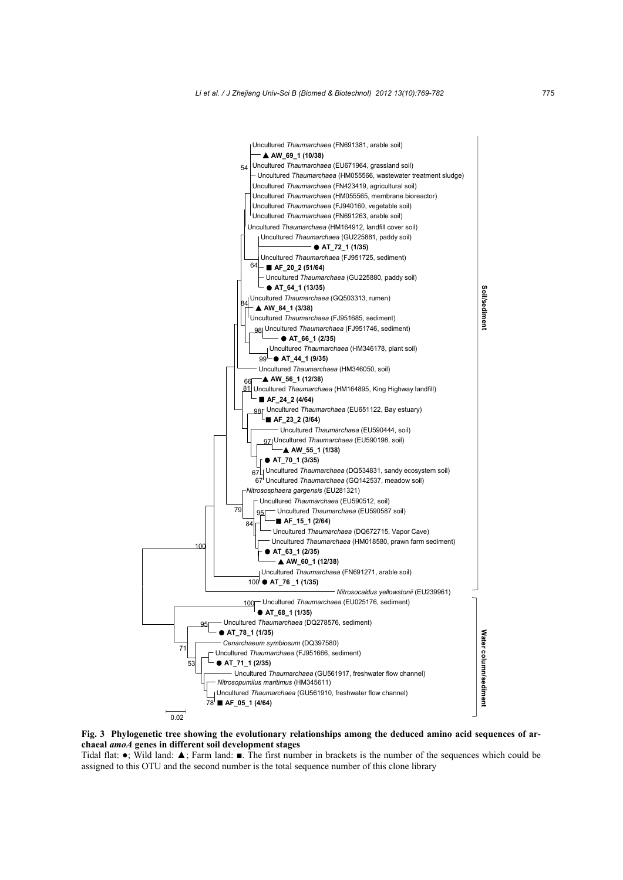**Fig. 3 Phylogenetic tree showing the evolutionary relationships among the deduced amino acid sequences of archaeal *amoA* genes in different soil development stages**

Tidal flat: ●; Wild land: ▲; Farm land: ■. The first number in brackets is the number of the sequences which could be assigned to this OTU and the second number is the total sequence number of this clone library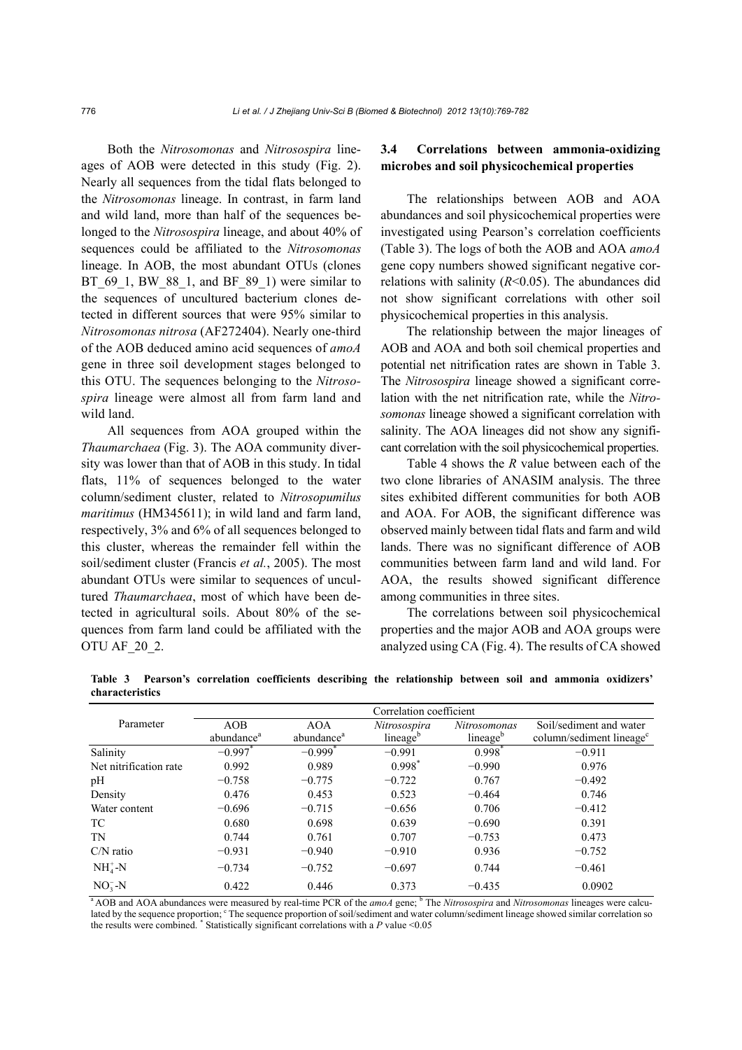Both the *Nitrosomonas* and *Nitrosospira* lineages of AOB were detected in this study (Fig. 2). Nearly all sequences from the tidal flats belonged to the *Nitrosomonas* lineage. In contrast, in farm land and wild land, more than half of the sequences belonged to the *Nitrosospira* lineage, and about 40% of sequences could be affiliated to the *Nitrosomonas* lineage. In AOB, the most abundant OTUs (clones BT_69_1, BW_88_1, and BF_89_1) were similar to the sequences of uncultured bacterium clones detected in different sources that were 95% similar to *Nitrosomonas nitrosa* (AF272404). Nearly one-third of the AOB deduced amino acid sequences of *amoA* gene in three soil development stages belonged to this OTU. The sequences belonging to the *Nitrosospira* lineage were almost all from farm land and wild land.

All sequences from AOA grouped within the *Thaumarchaea* (Fig. 3). The AOA community diversity was lower than that of AOB in this study. In tidal flats, 11% of sequences belonged to the water column/sediment cluster, related to *Nitrosopumilus maritimus* (HM345611); in wild land and farm land, respectively, 3% and 6% of all sequences belonged to this cluster, whereas the remainder fell within the soil/sediment cluster (Francis *et al.*, 2005). The most abundant OTUs were similar to sequences of uncultured *Thaumarchaea*, most of which have been detected in agricultural soils. About 80% of the sequences from farm land could be affiliated with the OTU AF_20_2.

### 3.4 Correlations between ammonia-oxidizing microbes and soil physicochemical properties

The relationships between AOB and AOA abundances and soil physicochemical properties were investigated using Pearson's correlation coefficients (Table 3). The logs of both the AOB and AOA *amoA* gene copy numbers showed significant negative correlations with salinity ($R$<0.05). The abundances did not show significant correlations with other soil physicochemical properties in this analysis.

The relationship between the major lineages of AOB and AOA and both soil chemical properties and potential net nitrification rates are shown in Table 3. The *Nitrosospira* lineage showed a significant correlation with the net nitrification rate, while the *Nitrosomonas* lineage showed a significant correlation with salinity. The AOA lineages did not show any significant correlation with the soil physicochemical properties.

Table 4 shows the $R$ value between each of the two clone libraries of ANASIM analysis. The three sites exhibited different communities for both AOB and AOA. For AOB, the significant difference was observed mainly between tidal flats and farm and wild lands. There was no significant difference of AOB communities between farm land and wild land. For AOA, the results showed significant difference among communities in three sites.

The correlations between soil physicochemical properties and the major AOB and AOA groups were analyzed using CA (Fig. 4). The results of CA showed

**Table 3 Pearson's correlation coefficients describing the relationship between soil and ammonia oxidizers' characteristics**

| Parameter | Correlation coefficient | | | | |
|---|---|---|---|---|---|
| | AOB abundance[a] | AOA abundance[a] | *Nitrosospira* lineage[b] | *Nitrosomonas* lineage[b] | Soil/sediment and water column/sediment lineage[c] |
| Salinity | −0.997* | −0.999* | −0.991 | 0.998* | −0.911 |
| Net nitrification rate | 0.992 | 0.989 | 0.998* | −0.990 | 0.976 |
| pH | −0.758 | −0.775 | −0.722 | 0.767 | −0.492 |
| Density | 0.476 | 0.453 | 0.523 | −0.464 | 0.746 |
| Water content | −0.696 | −0.715 | −0.656 | 0.706 | −0.412 |
| TC | 0.680 | 0.698 | 0.639 | −0.690 | 0.391 |
| TN | 0.744 | 0.761 | 0.707 | −0.753 | 0.473 |
| C/N ratio | −0.931 | −0.940 | −0.910 | 0.936 | −0.752 |
| $NH_4^+$-N | −0.734 | −0.752 | −0.697 | 0.744 | −0.461 |
| $NO_3^-$-N | 0.422 | 0.446 | 0.373 | −0.435 | 0.0902 |

[a] AOB and AOA abundances were measured by real-time PCR of the *amoA* gene; [b] The *Nitrosospira* and *Nitrosomonas* lineages were calculated by the sequence proportion; [c] The sequence proportion of soil/sediment and water column/sediment lineage showed similar correlation so the results were combined. * Statistically significant correlations with a $P$ value <0.05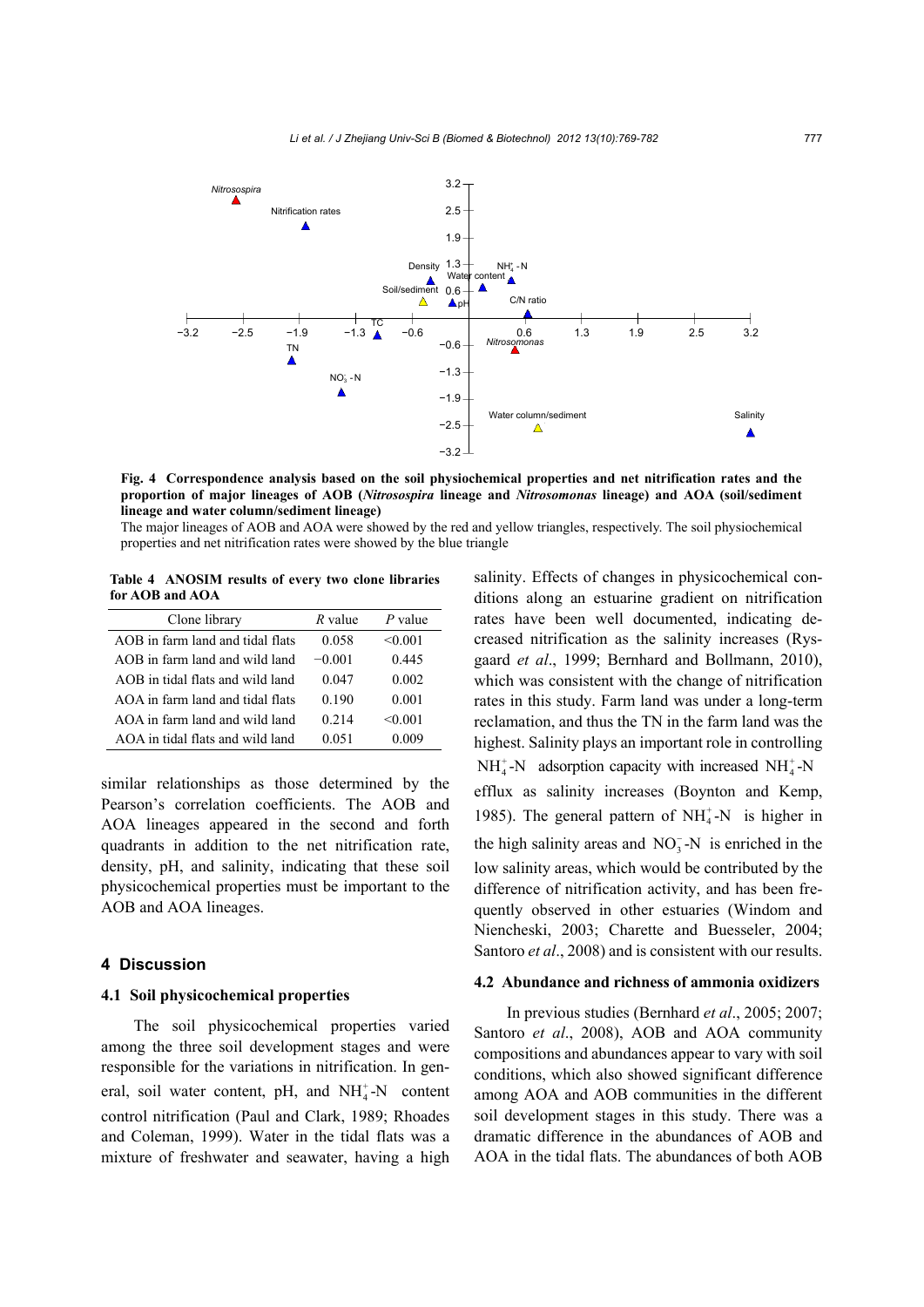**Fig. 4 Correspondence analysis based on the soil physiochemical properties and net nitrification rates and the proportion of major lineages of AOB (*Nitrosospira* lineage and *Nitrosomonas* lineage) and AOA (soil/sediment lineage and water column/sediment lineage)**

The major lineages of AOB and AOA were showed by the red and yellow triangles, respectively. The soil physiochemical properties and net nitrification rates were showed by the blue triangle

**Table 4 ANOSIM results of every two clone libraries for AOB and AOA**

| Clone library | $R$ value | $P$ value |
|---|---|---|
| AOB in farm land and tidal flats | 0.058 | <0.001 |
| AOB in farm land and wild land | −0.001 | 0.445 |
| AOB in tidal flats and wild land | 0.047 | 0.002 |
| AOA in farm land and tidal flats | 0.190 | 0.001 |
| AOA in farm land and wild land | 0.214 | <0.001 |
| AOA in tidal flats and wild land | 0.051 | 0.009 |

similar relationships as those determined by the Pearson's correlation coefficients. The AOB and AOA lineages appeared in the second and forth quadrants in addition to the net nitrification rate, density, pH, and salinity, indicating that these soil physicochemical properties must be important to the AOB and AOA lineages.

## 4 Discussion

### 4.1 Soil physicochemical properties

The soil physicochemical properties varied among the three soil development stages and were responsible for the variations in nitrification. In general, soil water content, pH, and $NH_4^+$-N content control nitrification (Paul and Clark, 1989; Rhoades and Coleman, 1999). Water in the tidal flats was a mixture of freshwater and seawater, having a high salinity. Effects of changes in physicochemical conditions along an estuarine gradient on nitrification rates have been well documented, indicating decreased nitrification as the salinity increases (Rysgaard *et al*., 1999; Bernhard and Bollmann, 2010), which was consistent with the change of nitrification rates in this study. Farm land was under a long-term reclamation, and thus the TN in the farm land was the highest. Salinity plays an important role in controlling $NH_4^+$-N adsorption capacity with increased $NH_4^+$-N efflux as salinity increases (Boynton and Kemp, 1985). The general pattern of $NH_4^+$-N is higher in the high salinity areas and $NO_3^-$-N is enriched in the low salinity areas, which would be contributed by the difference of nitrification activity, and has been frequently observed in other estuaries (Windom and Niencheski, 2003; Charette and Buesseler, 2004; Santoro *et al*., 2008) and is consistent with our results.

### 4.2 Abundance and richness of ammonia oxidizers

In previous studies (Bernhard *et al*., 2005; 2007; Santoro *et al*., 2008), AOB and AOA community compositions and abundances appear to vary with soil conditions, which also showed significant difference among AOA and AOB communities in the different soil development stages in this study. There was a dramatic difference in the abundances of AOB and AOA in the tidal flats. The abundances of both AOB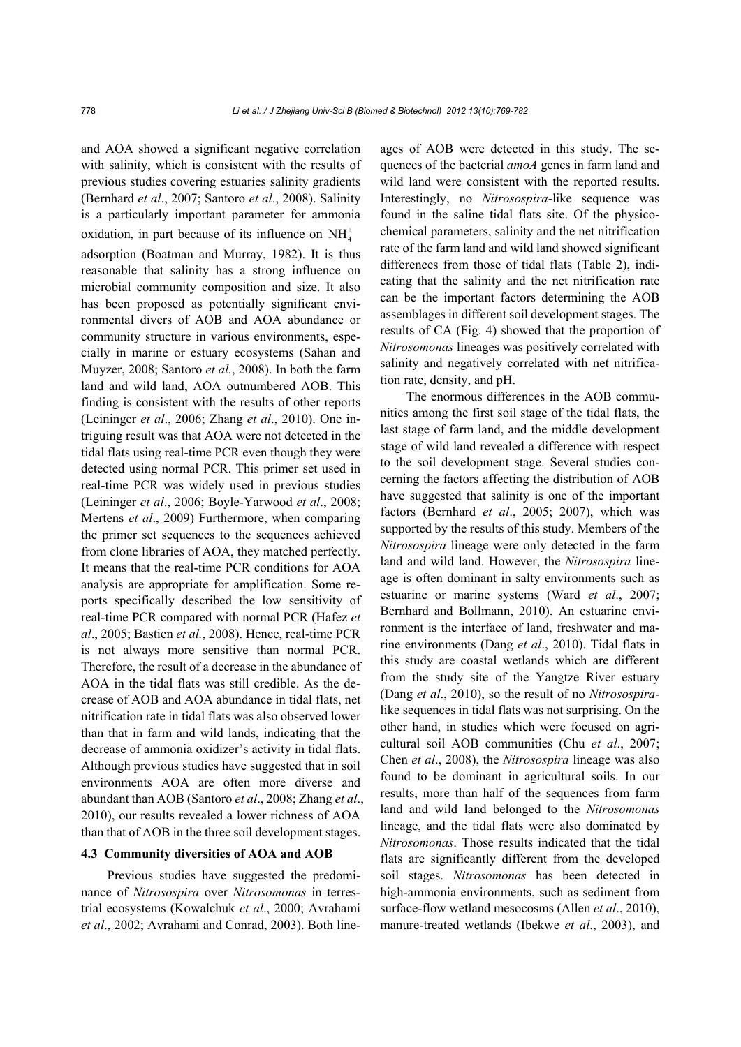and AOA showed a significant negative correlation with salinity, which is consistent with the results of previous studies covering estuaries salinity gradients (Bernhard *et al*., 2007; Santoro *et al*., 2008). Salinity is a particularly important parameter for ammonia oxidation, in part because of its influence on $NH_4^+$ adsorption (Boatman and Murray, 1982). It is thus reasonable that salinity has a strong influence on microbial community composition and size. It also has been proposed as potentially significant environmental divers of AOB and AOA abundance or community structure in various environments, especially in marine or estuary ecosystems (Sahan and Muyzer, 2008; Santoro *et al.*, 2008). In both the farm land and wild land, AOA outnumbered AOB. This finding is consistent with the results of other reports (Leininger *et al*., 2006; Zhang *et al*., 2010). One intriguing result was that AOA were not detected in the tidal flats using real-time PCR even though they were detected using normal PCR. This primer set used in real-time PCR was widely used in previous studies (Leininger *et al*., 2006; Boyle-Yarwood *et al*., 2008; Mertens *et al*., 2009) Furthermore, when comparing the primer set sequences to the sequences achieved from clone libraries of AOA, they matched perfectly. It means that the real-time PCR conditions for AOA analysis are appropriate for amplification. Some reports specifically described the low sensitivity of real-time PCR compared with normal PCR (Hafez *et al*., 2005; Bastien *et al.*, 2008). Hence, real-time PCR is not always more sensitive than normal PCR. Therefore, the result of a decrease in the abundance of AOA in the tidal flats was still credible. As the decrease of AOB and AOA abundance in tidal flats, net nitrification rate in tidal flats was also observed lower than that in farm and wild lands, indicating that the decrease of ammonia oxidizer's activity in tidal flats. Although previous studies have suggested that in soil environments AOA are often more diverse and abundant than AOB (Santoro *et al*., 2008; Zhang *et al*., 2010), our results revealed a lower richness of AOA than that of AOB in the three soil development stages.

### 4.3 Community diversities of AOA and AOB

Previous studies have suggested the predominance of *Nitrosospira* over *Nitrosomonas* in terrestrial ecosystems (Kowalchuk *et al*., 2000; Avrahami *et al*., 2002; Avrahami and Conrad, 2003). Both lineages of AOB were detected in this study. The sequences of the bacterial *amoA* genes in farm land and wild land were consistent with the reported results. Interestingly, no *Nitrosospira*-like sequence was found in the saline tidal flats site. Of the physicochemical parameters, salinity and the net nitrification rate of the farm land and wild land showed significant differences from those of tidal flats (Table 2), indicating that the salinity and the net nitrification rate can be the important factors determining the AOB assemblages in different soil development stages. The results of CA (Fig. 4) showed that the proportion of *Nitrosomonas* lineages was positively correlated with salinity and negatively correlated with net nitrification rate, density, and pH.

The enormous differences in the AOB communities among the first soil stage of the tidal flats, the last stage of farm land, and the middle development stage of wild land revealed a difference with respect to the soil development stage. Several studies concerning the factors affecting the distribution of AOB have suggested that salinity is one of the important factors (Bernhard *et al*., 2005; 2007), which was supported by the results of this study. Members of the *Nitrosospira* lineage were only detected in the farm land and wild land. However, the *Nitrosospira* lineage is often dominant in salty environments such as estuarine or marine systems (Ward *et al*., 2007; Bernhard and Bollmann, 2010). An estuarine environment is the interface of land, freshwater and marine environments (Dang *et al*., 2010). Tidal flats in this study are coastal wetlands which are different from the study site of the Yangtze River estuary (Dang *et al*., 2010), so the result of no *Nitrosospira*-like sequences in tidal flats was not surprising. On the other hand, in studies which were focused on agricultural soil AOB communities (Chu *et al*., 2007; Chen *et al*., 2008), the *Nitrosospira* lineage was also found to be dominant in agricultural soils. In our results, more than half of the sequences from farm land and wild land belonged to the *Nitrosomonas* lineage, and the tidal flats were also dominated by *Nitrosomonas*. Those results indicated that the tidal flats are significantly different from the developed soil stages. *Nitrosomonas* has been detected in high-ammonia environments, such as sediment from surface-flow wetland mesocosms (Allen *et al*., 2010), manure-treated wetlands (Ibekwe *et al*., 2003), and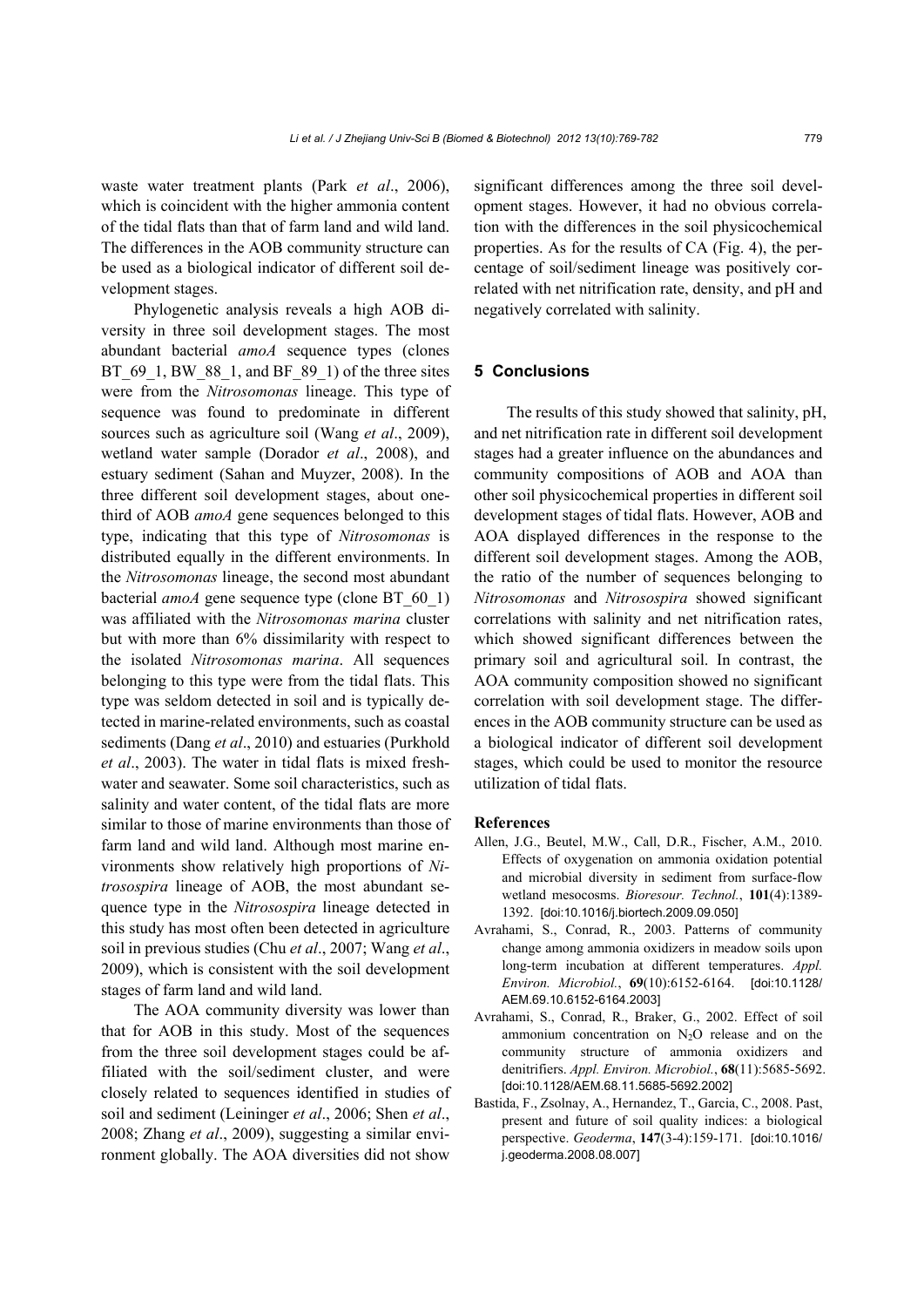waste water treatment plants (Park *et al*., 2006), which is coincident with the higher ammonia content of the tidal flats than that of farm land and wild land. The differences in the AOB community structure can be used as a biological indicator of different soil development stages.

Phylogenetic analysis reveals a high AOB diversity in three soil development stages. The most abundant bacterial *amoA* sequence types (clones BT_69_1, BW_88_1, and BF_89_1) of the three sites were from the *Nitrosomonas* lineage. This type of sequence was found to predominate in different sources such as agriculture soil (Wang *et al*., 2009), wetland water sample (Dorador *et al*., 2008), and estuary sediment (Sahan and Muyzer, 2008). In the three different soil development stages, about one-third of AOB *amoA* gene sequences belonged to this type, indicating that this type of *Nitrosomonas* is distributed equally in the different environments. In the *Nitrosomonas* lineage, the second most abundant bacterial *amoA* gene sequence type (clone BT_60_1) was affiliated with the *Nitrosomonas marina* cluster but with more than 6% dissimilarity with respect to the isolated *Nitrosomonas marina*. All sequences belonging to this type were from the tidal flats. This type was seldom detected in soil and is typically detected in marine-related environments, such as coastal sediments (Dang *et al*., 2010) and estuaries (Purkhold *et al*., 2003). The water in tidal flats is mixed freshwater and seawater. Some soil characteristics, such as salinity and water content, of the tidal flats are more similar to those of marine environments than those of farm land and wild land. Although most marine environments show relatively high proportions of *Nitrosospira* lineage of AOB, the most abundant sequence type in the *Nitrosospira* lineage detected in this study has most often been detected in agriculture soil in previous studies (Chu *et al*., 2007; Wang *et al*., 2009), which is consistent with the soil development stages of farm land and wild land.

The AOA community diversity was lower than that for AOB in this study. Most of the sequences from the three soil development stages could be affiliated with the soil/sediment cluster, and were closely related to sequences identified in studies of soil and sediment (Leininger *et al*., 2006; Shen *et al*., 2008; Zhang *et al*., 2009), suggesting a similar environment globally. The AOA diversities did not show significant differences among the three soil development stages. However, it had no obvious correlation with the differences in the soil physicochemical properties. As for the results of CA (Fig. 4), the percentage of soil/sediment lineage was positively correlated with net nitrification rate, density, and pH and negatively correlated with salinity.

## 5 Conclusions

The results of this study showed that salinity, pH, and net nitrification rate in different soil development stages had a greater influence on the abundances and community compositions of AOB and AOA than other soil physicochemical properties in different soil development stages of tidal flats. However, AOB and AOA displayed differences in the response to the different soil development stages. Among the AOB, the ratio of the number of sequences belonging to *Nitrosomonas* and *Nitrosospira* showed significant correlations with salinity and net nitrification rates, which showed significant differences between the primary soil and agricultural soil. In contrast, the AOA community composition showed no significant correlation with soil development stage. The differences in the AOB community structure can be used as a biological indicator of different soil development stages, which could be used to monitor the resource utilization of tidal flats.

## References

Allen, J.G., Beutel, M.W., Call, D.R., Fischer, A.M., 2010. Effects of oxygenation on ammonia oxidation potential and microbial diversity in sediment from surface-flow wetland mesocosms. *Bioresour. Technol.*, **101**(4):1389-1392. [doi:10.1016/j.biortech.2009.09.050]

Avrahami, S., Conrad, R., 2003. Patterns of community change among ammonia oxidizers in meadow soils upon long-term incubation at different temperatures. *Appl. Environ. Microbiol.*, **69**(10):6152-6164. [doi:10.1128/AEM.69.10.6152-6164.2003]

Avrahami, S., Conrad, R., Braker, G., 2002. Effect of soil ammonium concentration on $N_2O$ release and on the community structure of ammonia oxidizers and denitrifiers. *Appl. Environ. Microbiol.*, **68**(11):5685-5692. [doi:10.1128/AEM.68.11.5685-5692.2002]

Bastida, F., Zsolnay, A., Hernandez, T., Garcia, C., 2008. Past, present and future of soil quality indices: a biological perspective. *Geoderma*, **147**(3-4):159-171. [doi:10.1016/j.geoderma.2008.08.007]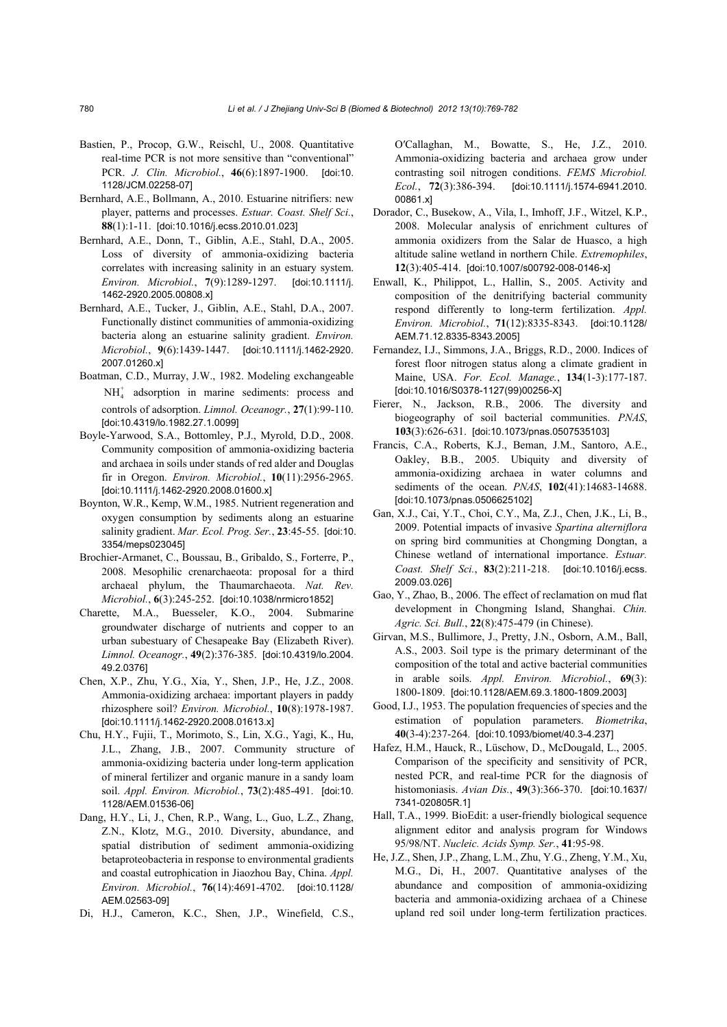Bastien, P., Procop, G.W., Reischl, U., 2008. Quantitative real-time PCR is not more sensitive than "conventional" PCR. *J. Clin. Microbiol.*, **46**(6):1897-1900. [doi:10.1128/JCM.02258-07]

Bernhard, A.E., Bollmann, A., 2010. Estuarine nitrifiers: new player, patterns and processes. *Estuar. Coast. Shelf Sci.*, **88**(1):1-11. [doi:10.1016/j.ecss.2010.01.023]

Bernhard, A.E., Donn, T., Giblin, A.E., Stahl, D.A., 2005. Loss of diversity of ammonia-oxidizing bacteria correlates with increasing salinity in an estuary system. *Environ. Microbiol.*, **7**(9):1289-1297. [doi:10.1111/j.1462-2920.2005.00808.x]

Bernhard, A.E., Tucker, J., Giblin, A.E., Stahl, D.A., 2007. Functionally distinct communities of ammonia-oxidizing bacteria along an estuarine salinity gradient. *Environ. Microbiol.*, **9**(6):1439-1447. [doi:10.1111/j.1462-2920.2007.01260.x]

Boatman, C.D., Murray, J.W., 1982. Modeling exchangeable $NH_4^+$ adsorption in marine sediments: process and controls of adsorption. *Limnol. Oceanogr.*, **27**(1):99-110. [doi:10.4319/lo.1982.27.1.0099]

Boyle-Yarwood, S.A., Bottomley, P.J., Myrold, D.D., 2008. Community composition of ammonia-oxidizing bacteria and archaea in soils under stands of red alder and Douglas fir in Oregon. *Environ. Microbiol.*, **10**(11):2956-2965. [doi:10.1111/j.1462-2920.2008.01600.x]

Boynton, W.R., Kemp, W.M., 1985. Nutrient regeneration and oxygen consumption by sediments along an estuarine salinity gradient. *Mar. Ecol. Prog. Ser.*, **23**:45-55. [doi:10.3354/meps023045]

Brochier-Armanet, C., Boussau, B., Gribaldo, S., Forterre, P., 2008. Mesophilic crenarchaeota: proposal for a third archaeal phylum, the Thaumarchaeota. *Nat. Rev. Microbiol.*, **6**(3):245-252. [doi:10.1038/nrmicro1852]

Charette, M.A., Buesseler, K.O., 2004. Submarine groundwater discharge of nutrients and copper to an urban subestuary of Chesapeake Bay (Elizabeth River). *Limnol. Oceanogr.*, **49**(2):376-385. [doi:10.4319/lo.2004.49.2.0376]

Chen, X.P., Zhu, Y.G., Xia, Y., Shen, J.P., He, J.Z., 2008. Ammonia-oxidizing archaea: important players in paddy rhizosphere soil? *Environ. Microbiol.*, **10**(8):1978-1987. [doi:10.1111/j.1462-2920.2008.01613.x]

Chu, H.Y., Fujii, T., Morimoto, S., Lin, X.G., Yagi, K., Hu, J.L., Zhang, J.B., 2007. Community structure of ammonia-oxidizing bacteria under long-term application of mineral fertilizer and organic manure in a sandy loam soil. *Appl. Environ. Microbiol.*, **73**(2):485-491. [doi:10.1128/AEM.01536-06]

Dang, H.Y., Li, J., Chen, R.P., Wang, L., Guo, L.Z., Zhang, Z.N., Klotz, M.G., 2010. Diversity, abundance, and spatial distribution of sediment ammonia-oxidizing betaproteobacteria in response to environmental gradients and coastal eutrophication in Jiaozhou Bay, China. *Appl. Environ. Microbiol.*, **76**(14):4691-4702. [doi:10.1128/AEM.02563-09]

Di, H.J., Cameron, K.C., Shen, J.P., Winefield, C.S., O′Callaghan, M., Bowatte, S., He, J.Z., 2010. Ammonia-oxidizing bacteria and archaea grow under contrasting soil nitrogen conditions. *FEMS Microbiol. Ecol.*, **72**(3):386-394. [doi:10.1111/j.1574-6941.2010.00861.x]

Dorador, C., Busekow, A., Vila, I., Imhoff, J.F., Witzel, K.P., 2008. Molecular analysis of enrichment cultures of ammonia oxidizers from the Salar de Huasco, a high altitude saline wetland in northern Chile. *Extremophiles*, **12**(3):405-414. [doi:10.1007/s00792-008-0146-x]

Enwall, K., Philippot, L., Hallin, S., 2005. Activity and composition of the denitrifying bacterial community respond differently to long-term fertilization. *Appl. Environ. Microbiol.*, **71**(12):8335-8343. [doi:10.1128/AEM.71.12.8335-8343.2005]

Fernandez, I.J., Simmons, J.A., Briggs, R.D., 2000. Indices of forest floor nitrogen status along a climate gradient in Maine, USA. *For. Ecol. Manage.*, **134**(1-3):177-187. [doi:10.1016/S0378-1127(99)00256-X]

Fierer, N., Jackson, R.B., 2006. The diversity and biogeography of soil bacterial communities. *PNAS*, **103**(3):626-631. [doi:10.1073/pnas.0507535103]

Francis, C.A., Roberts, K.J., Beman, J.M., Santoro, A.E., Oakley, B.B., 2005. Ubiquity and diversity of ammonia-oxidizing archaea in water columns and sediments of the ocean. *PNAS*, **102**(41):14683-14688. [doi:10.1073/pnas.0506625102]

Gan, X.J., Cai, Y.T., Choi, C.Y., Ma, Z.J., Chen, J.K., Li, B., 2009. Potential impacts of invasive *Spartina alterniflora* on spring bird communities at Chongming Dongtan, a Chinese wetland of international importance. *Estuar. Coast. Shelf Sci.*, **83**(2):211-218. [doi:10.1016/j.ecss.2009.03.026]

Gao, Y., Zhao, B., 2006. The effect of reclamation on mud flat development in Chongming Island, Shanghai. *Chin. Agric. Sci. Bull.*, **22**(8):475-479 (in Chinese).

Girvan, M.S., Bullimore, J., Pretty, J.N., Osborn, A.M., Ball, A.S., 2003. Soil type is the primary determinant of the composition of the total and active bacterial communities in arable soils. *Appl. Environ. Microbiol.*, **69**(3):1800-1809. [doi:10.1128/AEM.69.3.1800-1809.2003]

Good, I.J., 1953. The population frequencies of species and the estimation of population parameters. *Biometrika*, **40**(3-4):237-264. [doi:10.1093/biomet/40.3-4.237]

Hafez, H.M., Hauck, R., Lüschow, D., McDougald, L., 2005. Comparison of the specificity and sensitivity of PCR, nested PCR, and real-time PCR for the diagnosis of histomoniasis. *Avian Dis.*, **49**(3):366-370. [doi:10.1637/7341-020805R.1]

Hall, T.A., 1999. BioEdit: a user-friendly biological sequence alignment editor and analysis program for Windows 95/98/NT. *Nucleic. Acids Symp. Ser.*, **41**:95-98.

He, J.Z., Shen, J.P., Zhang, L.M., Zhu, Y.G., Zheng, Y.M., Xu, M.G., Di, H., 2007. Quantitative analyses of the abundance and composition of ammonia-oxidizing bacteria and ammonia-oxidizing archaea of a Chinese upland red soil under long-term fertilization practices.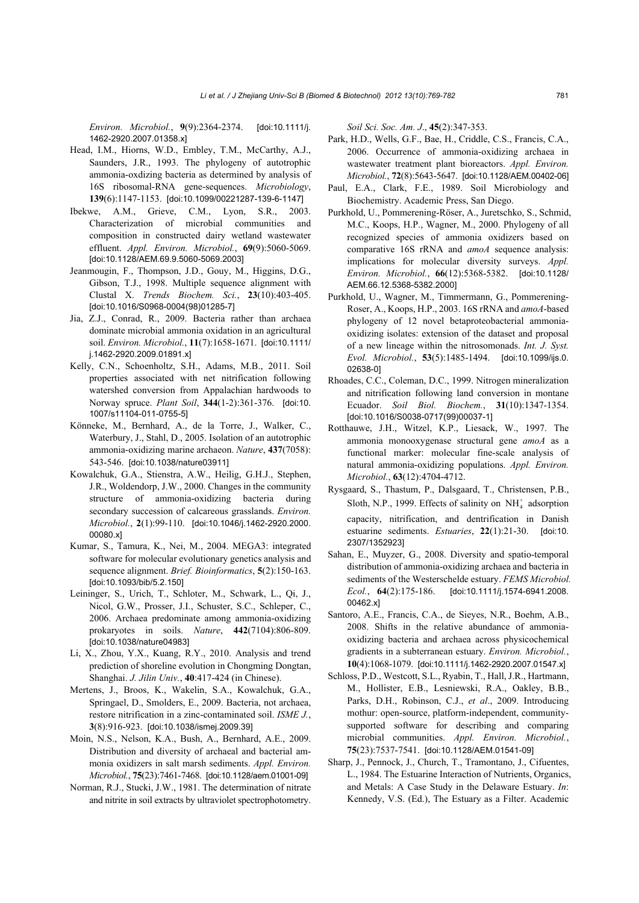*Environ. Microbiol.*, **9**(9):2364-2374. [doi:10.1111/j.1462-2920.2007.01358.x]

Head, I.M., Hiorns, W.D., Embley, T.M., McCarthy, A.J., Saunders, J.R., 1993. The phylogeny of autotrophic ammonia-oxdizing bacteria as determined by analysis of 16S ribosomal-RNA gene-sequences. *Microbiology*, **139**(6):1147-1153. [doi:10.1099/00221287-139-6-1147]

Ibekwe, A.M., Grieve, C.M., Lyon, S.R., 2003. Characterization of microbial communities and composition in constructed dairy wetland wastewater effluent. *Appl. Environ. Microbiol.*, **69**(9):5060-5069. [doi:10.1128/AEM.69.9.5060-5069.2003]

Jeanmougin, F., Thompson, J.D., Gouy, M., Higgins, D.G., Gibson, T.J., 1998. Multiple sequence alignment with Clustal X. *Trends Biochem. Sci.*, **23**(10):403-405. [doi:10.1016/S0968-0004(98)01285-7]

Jia, Z.J., Conrad, R., 2009. Bacteria rather than archaea dominate microbial ammonia oxidation in an agricultural soil. *Environ. Microbiol.*, **11**(7):1658-1671. [doi:10.1111/j.1462-2920.2009.01891.x]

Kelly, C.N., Schoenholtz, S.H., Adams, M.B., 2011. Soil properties associated with net nitrification following watershed conversion from Appalachian hardwoods to Norway spruce. *Plant Soil*, **344**(1-2):361-376. [doi:10.1007/s11104-011-0755-5]

Könneke, M., Bernhard, A., de la Torre, J., Walker, C., Waterbury, J., Stahl, D., 2005. Isolation of an autotrophic ammonia-oxidizing marine archaeon. *Nature*, **437**(7058):543-546. [doi:10.1038/nature03911]

Kowalchuk, G.A., Stienstra, A.W., Heilig, G.H.J., Stephen, J.R., Woldendorp, J.W., 2000. Changes in the community structure of ammonia-oxidizing bacteria during secondary succession of calcareous grasslands. *Environ. Microbiol.*, **2**(1):99-110. [doi:10.1046/j.1462-2920.2000.00080.x]

Kumar, S., Tamura, K., Nei, M., 2004. MEGA3: integrated software for molecular evolutionary genetics analysis and sequence alignment. *Brief. Bioinformatics*, **5**(2):150-163. [doi:10.1093/bib/5.2.150]

Leininger, S., Urich, T., Schloter, M., Schwark, L., Qi, J., Nicol, G.W., Prosser, J.I., Schuster, S.C., Schleper, C., 2006. Archaea predominate among ammonia-oxidizing prokaryotes in soils. *Nature*, **442**(7104):806-809. [doi:10.1038/nature04983]

Li, X., Zhou, Y.X., Kuang, R.Y., 2010. Analysis and trend prediction of shoreline evolution in Chongming Dongtan, Shanghai. *J. Jilin Univ.*, **40**:417-424 (in Chinese).

Mertens, J., Broos, K., Wakelin, S.A., Kowalchuk, G.A., Springael, D., Smolders, E., 2009. Bacteria, not archaea, restore nitrification in a zinc-contaminated soil. *ISME J.*, **3**(8):916-923. [doi:10.1038/ismej.2009.39]

Moin, N.S., Nelson, K.A., Bush, A., Bernhard, A.E., 2009. Distribution and diversity of archaeal and bacterial ammonia oxidizers in salt marsh sediments. *Appl. Environ. Microbiol.*, **75**(23):7461-7468. [doi:10.1128/aem.01001-09]

Norman, R.J., Stucki, J.W., 1981. The determination of nitrate and nitrite in soil extracts by ultraviolet spectrophotometry. *Soil Sci. Soc. Am. J.*, **45**(2):347-353.

Park, H.D., Wells, G.F., Bae, H., Criddle, C.S., Francis, C.A., 2006. Occurrence of ammonia-oxidizing archaea in wastewater treatment plant bioreactors. *Appl. Environ. Microbiol.*, **72**(8):5643-5647. [doi:10.1128/AEM.00402-06]

Paul, E.A., Clark, F.E., 1989. Soil Microbiology and Biochemistry. Academic Press, San Diego.

Purkhold, U., Pommerening-Röser, A., Juretschko, S., Schmid, M.C., Koops, H.P., Wagner, M., 2000. Phylogeny of all recognized species of ammonia oxidizers based on comparative 16S rRNA and *amoA* sequence analysis: implications for molecular diversity surveys. *Appl. Environ. Microbiol.*, **66**(12):5368-5382. [doi:10.1128/AEM.66.12.5368-5382.2000]

Purkhold, U., Wagner, M., Timmermann, G., Pommerening-Roser, A., Koops, H.P., 2003. 16S rRNA and *amoA*-based phylogeny of 12 novel betaproteobacterial ammonia-oxidizing isolates: extension of the dataset and proposal of a new lineage within the nitrosomonads. *Int. J. Syst. Evol. Microbiol.*, **53**(5):1485-1494. [doi:10.1099/ijs.0.02638-0]

Rhoades, C.C., Coleman, D.C., 1999. Nitrogen mineralization and nitrification following land conversion in montane Ecuador. *Soil Biol. Biochem.*, **31**(10):1347-1354. [doi:10.1016/S0038-0717(99)00037-1]

Rotthauwe, J.H., Witzel, K.P., Liesack, W., 1997. The ammonia monooxygenase structural gene *amoA* as a functional marker: molecular fine-scale analysis of natural ammonia-oxidizing populations. *Appl. Environ. Microbiol.*, **63**(12):4704-4712.

Rysgaard, S., Thastum, P., Dalsgaard, T., Christensen, P.B., Sloth, N.P., 1999. Effects of salinity on $NH_4^+$ adsorption capacity, nitrification, and dentrification in Danish estuarine sediments. *Estuaries*, **22**(1):21-30. [doi:10.2307/1352923]

Sahan, E., Muyzer, G., 2008. Diversity and spatio-temporal distribution of ammonia-oxidizing archaea and bacteria in sediments of the Westerschelde estuary. *FEMS Microbiol. Ecol.*, **64**(2):175-186. [doi:10.1111/j.1574-6941.2008.00462.x]

Santoro, A.E., Francis, C.A., de Sieyes, N.R., Boehm, A.B., 2008. Shifts in the relative abundance of ammonia-oxidizing bacteria and archaea across physicochemical gradients in a subterranean estuary. *Environ. Microbiol.*, **10**(4):1068-1079. [doi:10.1111/j.1462-2920.2007.01547.x]

Schloss, P.D., Westcott, S.L., Ryabin, T., Hall, J.R., Hartmann, M., Hollister, E.B., Lesniewski, R.A., Oakley, B.B., Parks, D.H., Robinson, C.J., *et al*., 2009. Introducing mothur: open-source, platform-independent, community-supported software for describing and comparing microbial communities. *Appl. Environ. Microbiol.*, **75**(23):7537-7541. [doi:10.1128/AEM.01541-09]

Sharp, J., Pennock, J., Church, T., Tramontano, J., Cifuentes, L., 1984. The Estuarine Interaction of Nutrients, Organics, and Metals: A Case Study in the Delaware Estuary. *In*: Kennedy, V.S. (Ed.), The Estuary as a Filter. Academic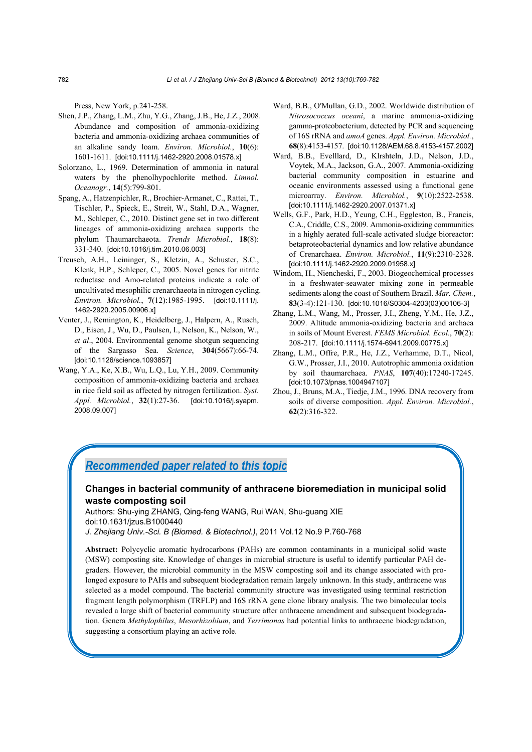Press, New York, p.241-258.

Shen, J.P., Zhang, L.M., Zhu, Y.G., Zhang, J.B., He, J.Z., 2008. Abundance and composition of ammonia-oxidizing bacteria and ammonia-oxidizing archaea communities of an alkaline sandy loam. *Environ. Microbiol.*, **10**(6): 1601-1611. [doi:10.1111/j.1462-2920.2008.01578.x]

Solorzano, L., 1969. Determination of ammonia in natural waters by the phenolhypochlorite method. *Limnol. Oceanogr.*, **14**(5):799-801.

Spang, A., Hatzenpichler, R., Brochier-Armanet, C., Rattei, T., Tischler, P., Spieck, E., Streit, W., Stahl, D.A., Wagner, M., Schleper, C., 2010. Distinct gene set in two different lineages of ammonia-oxidizing archaea supports the phylum Thaumarchaeota. *Trends Microbiol.*, **18**(8): 331-340. [doi:10.1016/j.tim.2010.06.003]

Treusch, A.H., Leininger, S., Kletzin, A., Schuster, S.C., Klenk, H.P., Schleper, C., 2005. Novel genes for nitrite reductase and Amo-related proteins indicate a role of uncultivated mesophilic crenarchaeota in nitrogen cycling. *Environ. Microbiol.*, **7**(12):1985-1995. [doi:10.1111/j.1462-2920.2005.00906.x]

Venter, J., Remington, K., Heidelberg, J., Halpern, A., Rusch, D., Eisen, J., Wu, D., Paulsen, I., Nelson, K., Nelson, W., *et al*., 2004. Environmental genome shotgun sequencing of the Sargasso Sea. *Science*, **304**(5667):66-74. [doi:10.1126/science.1093857]

Wang, Y.A., Ke, X.B., Wu, L.Q., Lu, Y.H., 2009. Community composition of ammonia-oxidizing bacteria and archaea in rice field soil as affected by nitrogen fertilization. *Syst. Appl. Microbiol.*, **32**(1):27-36. [doi:10.1016/j.syapm.2008.09.007]

Ward, B.B., O′Mullan, G.D., 2002. Worldwide distribution of *Nitrosococcus oceani*, a marine ammonia-oxidizing gamma-proteobacterium, detected by PCR and sequencing of 16S rRNA and *amoA* genes. *Appl. Environ. Microbiol.*, **68**(8):4153-4157. [doi:10.1128/AEM.68.8.4153-4157.2002]

Ward, B.B., Evelllard, D., Klrshteln, J.D., Nelson, J.D., Voytek, M.A., Jackson, G.A., 2007. Ammonia-oxidizing bacterial community composition in estuarine and oceanic environments assessed using a functional gene microarray. *Environ. Microbiol.*, **9**(10):2522-2538. [doi:10.1111/j.1462-2920.2007.01371.x]

Wells, G.F., Park, H.D., Yeung, C.H., Eggleston, B., Francis, C.A., Criddle, C.S., 2009. Ammonia-oxidizing communities in a highly aerated full-scale activated sludge bioreactor: betaproteobacterial dynamics and low relative abundance of Crenarchaea. *Environ. Microbiol.*, **11**(9):2310-2328. [doi:10.1111/j.1462-2920.2009.01958.x]

Windom, H., Niencheski, F., 2003. Biogeochemical processes in a freshwater-seawater mixing zone in permeable sediments along the coast of Southern Brazil. *Mar. Chem.*, **83**(3-4):121-130. [doi:10.1016/S0304-4203(03)00106-3]

Zhang, L.M., Wang, M., Prosser, J.I., Zheng, Y.M., He, J.Z., 2009. Altitude ammonia-oxidizing bacteria and archaea in soils of Mount Everest. *FEMS Microbiol. Ecol.*, **70**(2): 208-217. [doi:10.1111/j.1574-6941.2009.00775.x]

Zhang, L.M., Offre, P.R., He, J.Z., Verhamme, D.T., Nicol, G.W., Prosser, J.I., 2010. Autotrophic ammonia oxidation by soil thaumarchaea. *PNAS*, **107**(40):17240-17245. [doi:10.1073/pnas.1004947107]

Zhou, J., Bruns, M.A., Tiedje, J.M., 1996. DNA recovery from soils of diverse composition. *Appl. Environ. Microbiol.*, **62**(2):316-322.

## *Recommended paper related to this topic*

### Changes in bacterial community of anthracene bioremediation in municipal solid waste composting soil

Authors: Shu-ying ZHANG, Qing-feng WANG, Rui WAN, Shu-guang XIE
doi:10.1631/jzus.B1000440
*J. Zhejiang Univ.-Sci. B (Biomed. & Biotechnol.)*, 2011 Vol.12 No.9 P.760-768

**Abstract:** Polycyclic aromatic hydrocarbons (PAHs) are common contaminants in a municipal solid waste (MSW) composting site. Knowledge of changes in microbial structure is useful to identify particular PAH degraders. However, the microbial community in the MSW composting soil and its change associated with prolonged exposure to PAHs and subsequent biodegradation remain largely unknown. In this study, anthracene was selected as a model compound. The bacterial community structure was investigated using terminal restriction fragment length polymorphism (TRFLP) and 16S rRNA gene clone library analysis. The two bimolecular tools revealed a large shift of bacterial community structure after anthracene amendment and subsequent biodegradation. Genera *Methylophilus*, *Mesorhizobium*, and *Terrimonas* had potential links to anthracene biodegradation, suggesting a consortium playing an active role.